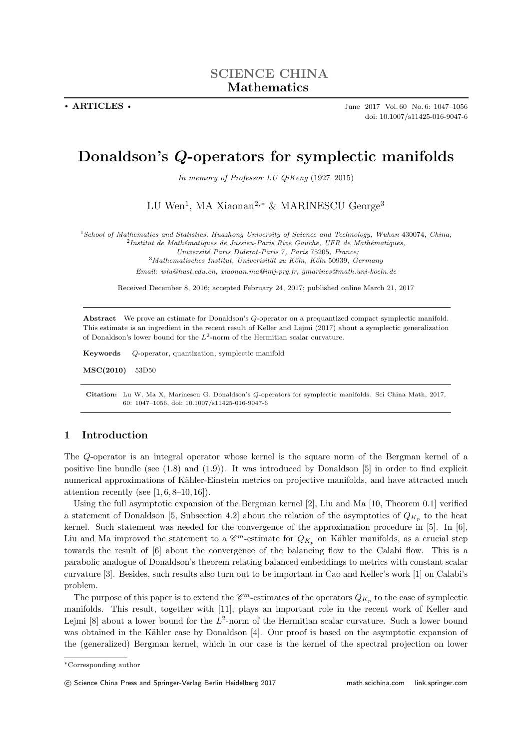SCIENCE CHINA
**Mathematics**

• **ARTICLES** •

June 2017 Vol. 60 No. 6: 1047–1056
doi: 10.1007/s11425-016-9047-6

# Donaldson's $Q$-operators for symplectic manifolds

*In memory of Professor LU QiKeng* (1927–2015)

LU Wen[1], MA Xiaonan[2,*] & MARINESCU George[3]

[1]*School of Mathematics and Statistics, Huazhong University of Science and Technology, Wuhan* 430074*, China;*
[2]*Institut de Mathématiques de Jussieu-Paris Rive Gauche, UFR de Mathématiques, Université Paris Diderot-Paris* 7*, Paris* 75205*, France;*
[3]*Mathematisches Institut, Universität zu Köln, Köln* 50939*, Germany*
*Email: wlu@hust.edu.cn, xiaonan.ma@imj-prg.fr, gmarines@math.uni-koeln.de*

Received December 8, 2016; accepted February 24, 2017; published online March 21, 2017

**Abstract** We prove an estimate for Donaldson's $Q$-operator on a prequantized compact symplectic manifold. This estimate is an ingredient in the recent result of Keller and Lejmi (2017) about a symplectic generalization of Donaldson's lower bound for the $L^2$-norm of the Hermitian scalar curvature.

**Keywords** $Q$-operator, quantization, symplectic manifold

**MSC(2010)** 53D50

**Citation:** Lu W, Ma X, Marinescu G. Donaldson's $Q$-operators for symplectic manifolds. Sci China Math, 2017, 60: 1047–1056, doi: 10.1007/s11425-016-9047-6

## 1 Introduction

The $Q$-operator is an integral operator whose kernel is the square norm of the Bergman kernel of a positive line bundle (see (1.8) and (1.9)). It was introduced by Donaldson [5] in order to find explicit numerical approximations of Kähler-Einstein metrics on projective manifolds, and have attracted much attention recently (see [1, 6, 8–10, 16]).

Using the full asymptotic expansion of the Bergman kernel [2], Liu and Ma [10, Theorem 0.1] verified a statement of Donaldson [5, Subsection 4.2] about the relation of the asymptotics of $Q_{K_p}$ to the heat kernel. Such statement was needed for the convergence of the approximation procedure in [5]. In [6], Liu and Ma improved the statement to a $\mathscr{C}^m$-estimate for $Q_{K_p}$ on Kähler manifolds, as a crucial step towards the result of [6] about the convergence of the balancing flow to the Calabi flow. This is a parabolic analogue of Donaldson's theorem relating balanced embeddings to metrics with constant scalar curvature [3]. Besides, such results also turn out to be important in Cao and Keller's work [1] on Calabi's problem.

The purpose of this paper is to extend the $\mathscr{C}^m$-estimates of the operators $Q_{K_p}$ to the case of symplectic manifolds. This result, together with [11], plays an important role in the recent work of Keller and Lejmi [8] about a lower bound for the $L^2$-norm of the Hermitian scalar curvature. Such a lower bound was obtained in the Kähler case by Donaldson [4]. Our proof is based on the asymptotic expansion of the (generalized) Bergman kernel, which in our case is the kernel of the spectral projection on lower

*Corresponding author

© Science China Press and Springer-Verlag Berlin Heidelberg 2017 math.scichina.com link.springer.com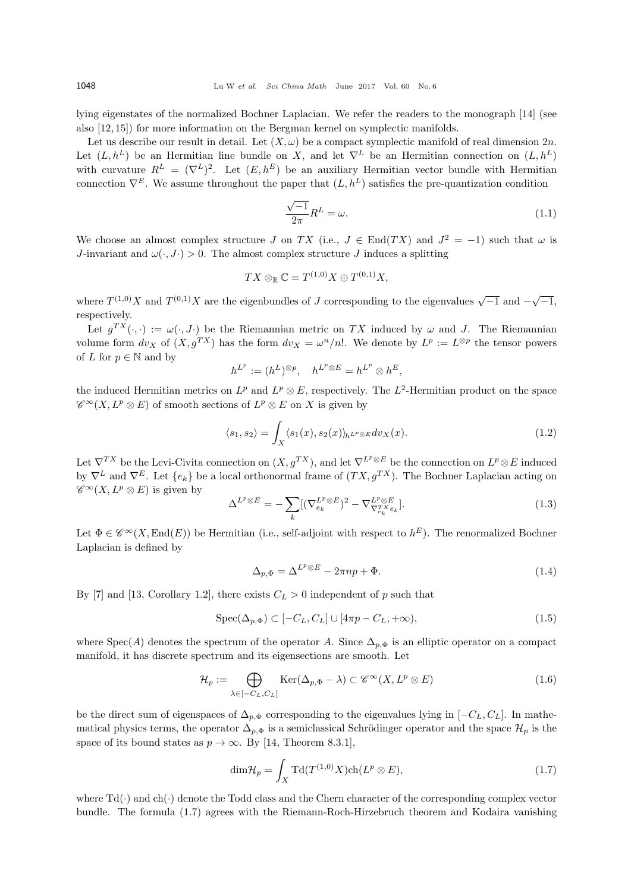lying eigenstates of the normalized Bochner Laplacian. We refer the readers to the monograph [14] (see also [12, 15]) for more information on the Bergman kernel on symplectic manifolds.

Let us describe our result in detail. Let $(X, \omega)$ be a compact symplectic manifold of real dimension $2n$. Let $(L, h^L)$ be an Hermitian line bundle on $X$, and let $\nabla^L$ be an Hermitian connection on $(L, h^L)$ with curvature $R^L = (\nabla^L)^2$. Let $(E, h^E)$ be an auxiliary Hermitian vector bundle with Hermitian connection $\nabla^E$. We assume throughout the paper that $(L, h^L)$ satisfies the pre-quantization condition

$$\frac{\sqrt{-1}}{2\pi} R^L = \omega. \tag{1.1}$$

We choose an almost complex structure $J$ on $TX$ (i.e., $J \in \mathrm{End}(TX)$ and $J^2 = -1$) such that $\omega$ is $J$-invariant and $\omega(\cdot, J\cdot) > 0$. The almost complex structure $J$ induces a splitting

$$TX \otimes_{\mathbb{R}} \mathbb{C} = T^{(1,0)}X \oplus T^{(0,1)}X,$$

where $T^{(1,0)}X$ and $T^{(0,1)}X$ are the eigenbundles of $J$ corresponding to the eigenvalues $\sqrt{-1}$ and $-\sqrt{-1}$, respectively.

Let $g^{TX}(\cdot, \cdot) := \omega(\cdot, J\cdot)$ be the Riemannian metric on $TX$ induced by $\omega$ and $J$. The Riemannian volume form $dv_X$ of $(X, g^{TX})$ has the form $dv_X = \omega^n/n!$. We denote by $L^p := L^{\otimes p}$ the tensor powers of $L$ for $p \in \mathbb{N}$ and by

$$h^{L^p} := (h^L)^{\otimes p}, \quad h^{L^p \otimes E} = h^{L^p} \otimes h^E,$$

the induced Hermitian metrics on $L^p$ and $L^p \otimes E$, respectively. The $L^2$-Hermitian product on the space $\mathscr{C}^\infty(X, L^p \otimes E)$ of smooth sections of $L^p \otimes E$ on $X$ is given by

$$\langle s_1, s_2 \rangle = \int_X \langle s_1(x), s_2(x) \rangle_{h^{L^p \otimes E}} dv_X(x). \tag{1.2}$$

Let $\nabla^{TX}$ be the Levi-Civita connection on $(X, g^{TX})$, and let $\nabla^{L^p \otimes E}$ be the connection on $L^p \otimes E$ induced by $\nabla^L$ and $\nabla^E$. Let $\{e_k\}$ be a local orthonormal frame of $(TX, g^{TX})$. The Bochner Laplacian acting on $\mathscr{C}^\infty(X, L^p \otimes E)$ is given by

$$\Delta^{L^p \otimes E} = -\sum_k [(\nabla^{L^p \otimes E}_{e_k})^2 - \nabla^{L^p \otimes E}_{\nabla^{TX}_{e_k} e_k}]. \tag{1.3}$$

Let $\Phi \in \mathscr{C}^\infty(X, \mathrm{End}(E))$ be Hermitian (i.e., self-adjoint with respect to $h^E$). The renormalized Bochner Laplacian is defined by

$$\Delta_{p,\Phi} = \Delta^{L^p \otimes E} - 2\pi n p + \Phi. \tag{1.4}$$

By [7] and [13, Corollary 1.2], there exists $C_L > 0$ independent of $p$ such that

$$\mathrm{Spec}(\Delta_{p,\Phi}) \subset [-C_L, C_L] \cup [4\pi p - C_L, +\infty), \tag{1.5}$$

where $\mathrm{Spec}(A)$ denotes the spectrum of the operator $A$. Since $\Delta_{p,\Phi}$ is an elliptic operator on a compact manifold, it has discrete spectrum and its eigensections are smooth. Let

$$\mathcal{H}_p := \bigoplus_{\lambda \in [-C_L, C_L]} \mathrm{Ker}(\Delta_{p,\Phi} - \lambda) \subset \mathscr{C}^\infty(X, L^p \otimes E) \tag{1.6}$$

be the direct sum of eigenspaces of $\Delta_{p,\Phi}$ corresponding to the eigenvalues lying in $[-C_L, C_L]$. In mathematical physics terms, the operator $\Delta_{p,\Phi}$ is a semiclassical Schrödinger operator and the space $\mathcal{H}_p$ is the space of its bound states as $p \to \infty$. By [14, Theorem 8.3.1],

$$\dim \mathcal{H}_p = \int_X \mathrm{Td}(T^{(1,0)}X) \mathrm{ch}(L^p \otimes E), \tag{1.7}$$

where $\mathrm{Td}(\cdot)$ and $\mathrm{ch}(\cdot)$ denote the Todd class and the Chern character of the corresponding complex vector bundle. The formula (1.7) agrees with the Riemann-Roch-Hirzebruch theorem and Kodaira vanishing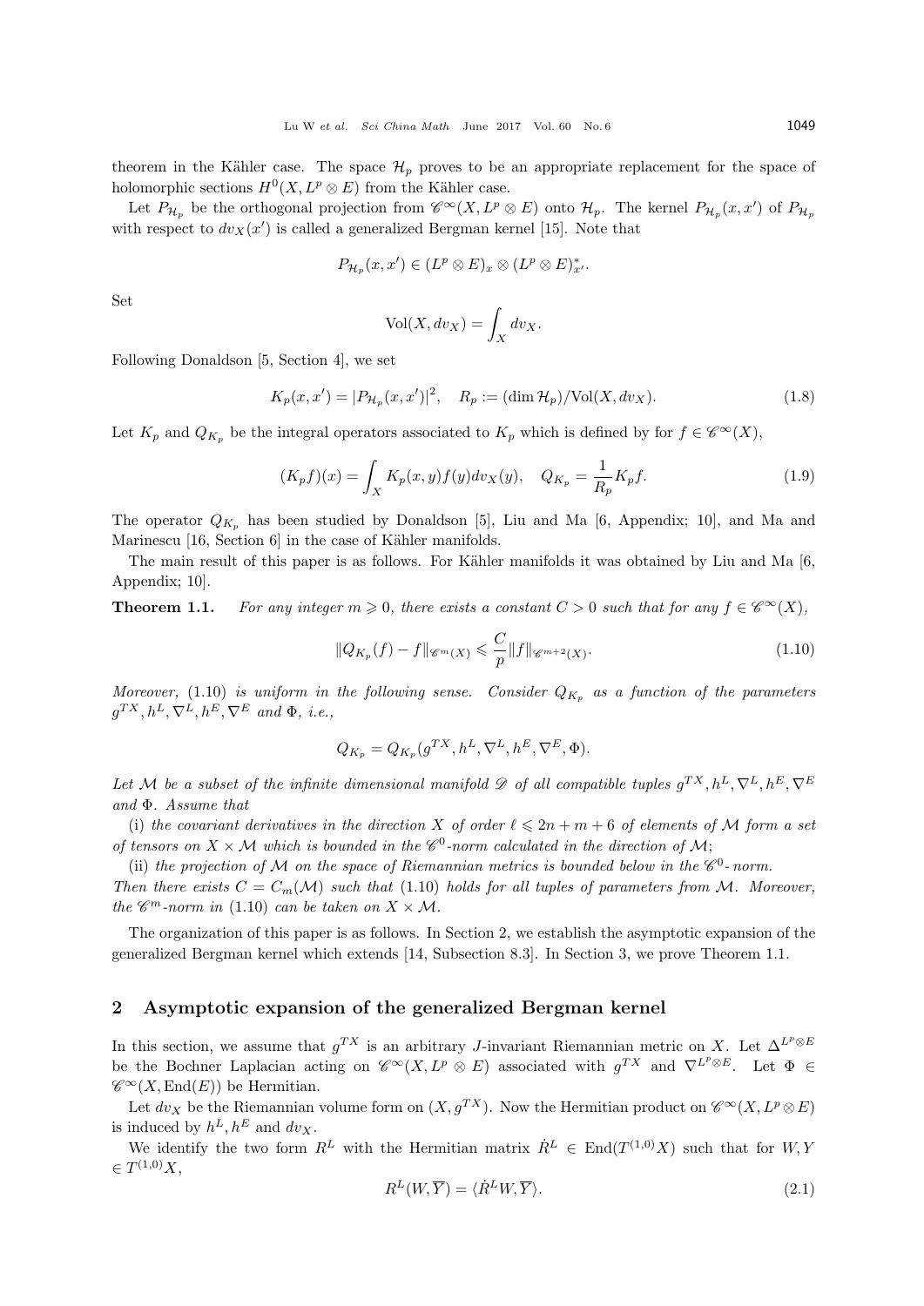theorem in the Kähler case. The space $\mathcal{H}_p$ proves to be an appropriate replacement for the space of holomorphic sections $H^0(X, L^p \otimes E)$ from the Kähler case.

Let $P_{\mathcal{H}_p}$ be the orthogonal projection from $\mathscr{C}^\infty(X, L^p \otimes E)$ onto $\mathcal{H}_p$. The kernel $P_{\mathcal{H}_p}(x, x')$ of $P_{\mathcal{H}_p}$ with respect to $dv_X(x')$ is called a generalized Bergman kernel [15]. Note that

$$P_{\mathcal{H}_p}(x, x') \in (L^p \otimes E)_x \otimes (L^p \otimes E)^*_{x'}.$$

Set

$$\mathrm{Vol}(X, dv_X) = \int_X dv_X.$$

Following Donaldson [5, Section 4], we set

$$K_p(x, x') = |P_{\mathcal{H}_p}(x, x')|^2, \quad R_p := (\dim \mathcal{H}_p)/\mathrm{Vol}(X, dv_X). \tag{1.8}$$

Let $K_p$ and $Q_{K_p}$ be the integral operators associated to $K_p$ which is defined by for $f \in \mathscr{C}^\infty(X)$,

$$(K_p f)(x) = \int_X K_p(x, y) f(y) dv_X(y), \quad Q_{K_p} = \frac{1}{R_p} K_p f. \tag{1.9}$$

The operator $Q_{K_p}$ has been studied by Donaldson [5], Liu and Ma [6, Appendix; 10], and Ma and Marinescu [16, Section 6] in the case of Kähler manifolds.

The main result of this paper is as follows. For Kähler manifolds it was obtained by Liu and Ma [6, Appendix; 10].

**Theorem 1.1.** *For any integer $m \geqslant 0$, there exists a constant $C > 0$ such that for any $f \in \mathscr{C}^\infty(X)$,*

$$\|Q_{K_p}(f) - f\|_{\mathscr{C}^m(X)} \leqslant \frac{C}{p} \|f\|_{\mathscr{C}^{m+2}(X)}. \tag{1.10}$$

*Moreover,* (1.10) *is uniform in the following sense. Consider $Q_{K_p}$ as a function of the parameters $g^{TX}, h^L, \nabla^L, h^E, \nabla^E$ and $\Phi$, i.e.,*

$$Q_{K_p} = Q_{K_p}(g^{TX}, h^L, \nabla^L, h^E, \nabla^E, \Phi).$$

*Let $\mathcal{M}$ be a subset of the infinite dimensional manifold $\mathscr{D}$ of all compatible tuples $g^{TX}, h^L, \nabla^L, h^E, \nabla^E$ and $\Phi$. Assume that*

*(i) the covariant derivatives in the direction $X$ of order $\ell \leqslant 2n + m + 6$ of elements of $\mathcal{M}$ form a set of tensors on $X \times \mathcal{M}$ which is bounded in the $\mathscr{C}^0$-norm calculated in the direction of $\mathcal{M}$;*

*(ii) the projection of $\mathcal{M}$ on the space of Riemannian metrics is bounded below in the $\mathscr{C}^0$-norm.*

*Then there exists $C = C_m(\mathcal{M})$ such that* (1.10) *holds for all tuples of parameters from $\mathcal{M}$. Moreover, the $\mathscr{C}^m$-norm in* (1.10) *can be taken on $X \times \mathcal{M}$.*

The organization of this paper is as follows. In Section 2, we establish the asymptotic expansion of the generalized Bergman kernel which extends [14, Subsection 8.3]. In Section 3, we prove Theorem 1.1.

## 2 Asymptotic expansion of the generalized Bergman kernel

In this section, we assume that $g^{TX}$ is an arbitrary $J$-invariant Riemannian metric on $X$. Let $\Delta^{L^p \otimes E}$ be the Bochner Laplacian acting on $\mathscr{C}^\infty(X, L^p \otimes E)$ associated with $g^{TX}$ and $\nabla^{L^p \otimes E}$. Let $\Phi \in \mathscr{C}^\infty(X, \mathrm{End}(E))$ be Hermitian.

Let $dv_X$ be the Riemannian volume form on $(X, g^{TX})$. Now the Hermitian product on $\mathscr{C}^\infty(X, L^p \otimes E)$ is induced by $h^L, h^E$ and $dv_X$.

We identify the two form $R^L$ with the Hermitian matrix $\dot{R}^L \in \mathrm{End}(T^{(1,0)}X)$ such that for $W, Y \in T^{(1,0)}X$,

$$R^L(W, \overline{Y}) = \langle \dot{R}^L W, \overline{Y} \rangle. \tag{2.1}$$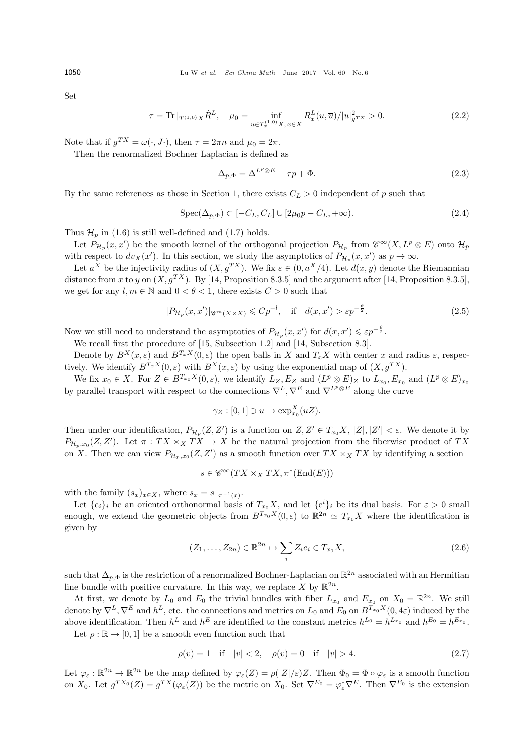Set

$$\tau = \operatorname{Tr}|_{T^{(1,0)}X}\dot{R}^L, \quad \mu_0 = \inf_{u \in T_x^{(1,0)}X,\, x \in X} R_x^L(u,\overline{u})/|u|_{g^{TX}}^2 > 0. \tag{2.2}$$

Note that if $g^{TX} = \omega(\cdot, J\cdot)$, then $\tau = 2\pi n$ and $\mu_0 = 2\pi$.

Then the renormalized Bochner Laplacian is defined as

$$\Delta_{p,\Phi} = \Delta^{L^p \otimes E} - \tau p + \Phi. \tag{2.3}$$

By the same references as those in Section 1, there exists $C_L > 0$ independent of $p$ such that

$$\operatorname{Spec}(\Delta_{p,\Phi}) \subset [-C_L, C_L] \cup [2\mu_0 p - C_L, +\infty). \tag{2.4}$$

Thus $\mathcal{H}_p$ in (1.6) is still well-defined and (1.7) holds.

Let $P_{\mathcal{H}_p}(x, x')$ be the smooth kernel of the orthogonal projection $P_{\mathcal{H}_p}$ from $\mathscr{C}^\infty(X, L^p \otimes E)$ onto $\mathcal{H}_p$ with respect to $dv_X(x')$. In this section, we study the asymptotics of $P_{\mathcal{H}_p}(x, x')$ as $p \to \infty$.

Let $a^X$ be the injectivity radius of $(X, g^{TX})$. We fix $\varepsilon \in (0, a^X/4)$. Let $d(x, y)$ denote the Riemannian distance from $x$ to $y$ on $(X, g^{TX})$. By [14, Proposition 8.3.5] and the argument after [14, Proposition 8.3.5], we get for any $l, m \in \mathbb{N}$ and $0 < \theta < 1$, there exists $C > 0$ such that

$$|P_{\mathcal{H}_p}(x, x')|_{\mathscr{C}^m(X \times X)} \leqslant C p^{-l}, \quad \text{if} \quad d(x, x') > \varepsilon p^{-\frac{\theta}{2}}. \tag{2.5}$$

Now we still need to understand the asymptotics of $P_{\mathcal{H}_p}(x, x')$ for $d(x, x') \leqslant \varepsilon p^{-\frac{\theta}{2}}$.

We recall first the procedure of [15, Subsection 1.2] and [14, Subsection 8.3].

Denote by $B^X(x, \varepsilon)$ and $B^{T_xX}(0, \varepsilon)$ the open balls in $X$ and $T_xX$ with center $x$ and radius $\varepsilon$, respectively. We identify $B^{T_xX}(0, \varepsilon)$ with $B^X(x, \varepsilon)$ by using the exponential map of $(X, g^{TX})$.

We fix $x_0 \in X$. For $Z \in B^{T_{x_0}X}(0, \varepsilon)$, we identify $L_Z, E_Z$ and $(L^p \otimes E)_Z$ to $L_{x_0}, E_{x_0}$ and $(L^p \otimes E)_{x_0}$ by parallel transport with respect to the connections $\nabla^L, \nabla^E$ and $\nabla^{L^p \otimes E}$ along the curve

$$\gamma_Z : [0, 1] \ni u \to \exp_{x_0}^X(uZ).$$

Then under our identification, $P_{\mathcal{H}_p}(Z, Z')$ is a function on $Z, Z' \in T_{x_0}X$, $|Z|, |Z'| < \varepsilon$. We denote it by $P_{\mathcal{H}_p, x_0}(Z, Z')$. Let $\pi : TX \times_X TX \to X$ be the natural projection from the fiberwise product of $TX$ on $X$. Then we can view $P_{\mathcal{H}_p, x_0}(Z, Z')$ as a smooth function over $TX \times_X TX$ by identifying a section

$$s \in \mathscr{C}^\infty(TX \times_X TX, \pi^*(\operatorname{End}(E)))$$

with the family $(s_x)_{x \in X}$, where $s_x = s|_{\pi^{-1}(x)}$.

Let $\{e_i\}_i$ be an oriented orthonormal basis of $T_{x_0}X$, and let $\{e^i\}_i$ be its dual basis. For $\varepsilon > 0$ small enough, we extend the geometric objects from $B^{T_{x_0}X}(0, \varepsilon)$ to $\mathbb{R}^{2n} \simeq T_{x_0}X$ where the identification is given by

$$(Z_1, \ldots, Z_{2n}) \in \mathbb{R}^{2n} \mapsto \sum_i Z_i e_i \in T_{x_0}X, \tag{2.6}$$

such that $\Delta_{p,\Phi}$ is the restriction of a renormalized Bochner-Laplacian on $\mathbb{R}^{2n}$ associated with an Hermitian line bundle with positive curvature. In this way, we replace $X$ by $\mathbb{R}^{2n}$.

At first, we denote by $L_0$ and $E_0$ the trivial bundles with fiber $L_{x_0}$ and $E_{x_0}$ on $X_0 = \mathbb{R}^{2n}$. We still denote by $\nabla^L, \nabla^E$ and $h^L$, etc. the connections and metrics on $L_0$ and $E_0$ on $B^{T_{x_0}X}(0, 4\varepsilon)$ induced by the above identification. Then $h^L$ and $h^E$ are identified to the constant metrics $h^{L_0} = h^{L_{x_0}}$ and $h^{E_0} = h^{E_{x_0}}$.

Let $\rho : \mathbb{R} \to [0, 1]$ be a smooth even function such that

$$\rho(v) = 1 \quad \text{if} \quad |v| < 2, \quad \rho(v) = 0 \quad \text{if} \quad |v| > 4. \tag{2.7}$$

Let $\varphi_\varepsilon : \mathbb{R}^{2n} \to \mathbb{R}^{2n}$ be the map defined by $\varphi_\varepsilon(Z) = \rho(|Z|/\varepsilon)Z$. Then $\Phi_0 = \Phi \circ \varphi_\varepsilon$ is a smooth function on $X_0$. Let $g^{TX_0}(Z) = g^{TX}(\varphi_\varepsilon(Z))$ be the metric on $X_0$. Set $\nabla^{E_0} = \varphi_\varepsilon^* \nabla^E$. Then $\nabla^{E_0}$ is the extension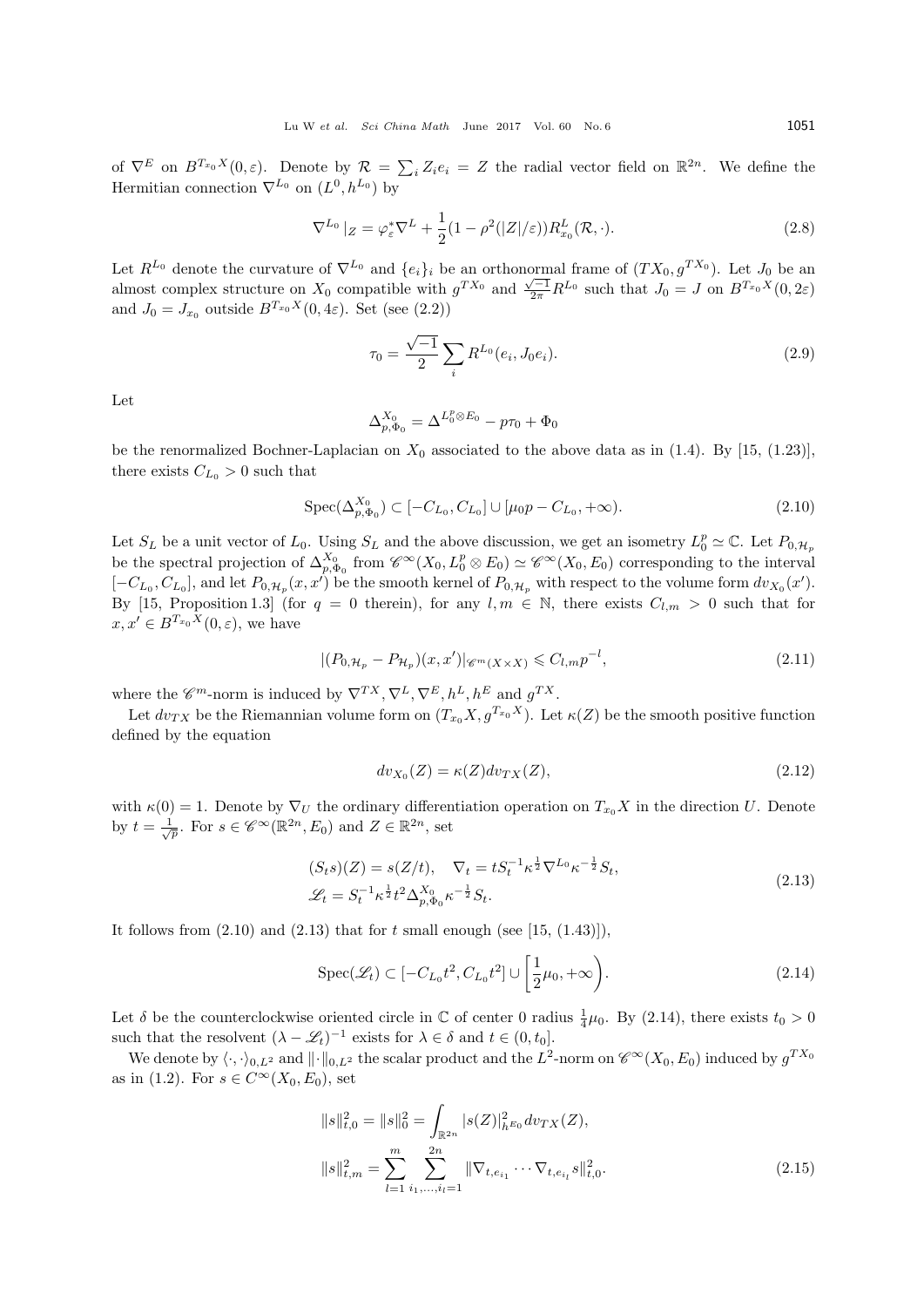of $\nabla^E$ on $B^{T_{x_0}X}(0,\varepsilon)$. Denote by $\mathcal{R} = \sum_i Z_i e_i = Z$ the radial vector field on $\mathbb{R}^{2n}$. We define the Hermitian connection $\nabla^{L_0}$ on $(L^0, h^{L_0})$ by

$$\nabla^{L_0}|_Z = \varphi_\varepsilon^* \nabla^L + \frac{1}{2}(1-\rho^2(|Z|/\varepsilon)) R^L_{x_0}(\mathcal{R},\cdot). \tag{2.8}$$

Let $R^{L_0}$ denote the curvature of $\nabla^{L_0}$ and $\{e_i\}_i$ be an orthonormal frame of $(TX_0, g^{TX_0})$. Let $J_0$ be an almost complex structure on $X_0$ compatible with $g^{TX_0}$ and $\frac{\sqrt{-1}}{2\pi}R^{L_0}$ such that $J_0 = J$ on $B^{T_{x_0}X}(0,2\varepsilon)$ and $J_0 = J_{x_0}$ outside $B^{T_{x_0}X}(0,4\varepsilon)$. Set (see (2.2))

$$\tau_0 = \frac{\sqrt{-1}}{2}\sum_i R^{L_0}(e_i, J_0 e_i). \tag{2.9}$$

Let

$$\Delta^{X_0}_{p,\Phi_0} = \Delta^{L_0^p\otimes E_0} - p\tau_0 + \Phi_0$$

be the renormalized Bochner-Laplacian on $X_0$ associated to the above data as in (1.4). By [15, (1.23)], there exists $C_{L_0} > 0$ such that

$$\mathrm{Spec}(\Delta^{X_0}_{p,\Phi_0}) \subset [-C_{L_0}, C_{L_0}] \cup [\mu_0 p - C_{L_0}, +\infty). \tag{2.10}$$

Let $S_L$ be a unit vector of $L_0$. Using $S_L$ and the above discussion, we get an isometry $L_0^p \simeq \mathbb{C}$. Let $P_{0,\mathcal{H}_p}$ be the spectral projection of $\Delta^{X_0}_{p,\Phi_0}$ from $\mathscr{C}^\infty(X_0, L_0^p\otimes E_0) \simeq \mathscr{C}^\infty(X_0, E_0)$ corresponding to the interval $[-C_{L_0}, C_{L_0}]$, and let $P_{0,\mathcal{H}_p}(x,x')$ be the smooth kernel of $P_{0,\mathcal{H}_p}$ with respect to the volume form $dv_{X_0}(x')$. By [15, Proposition 1.3] (for $q=0$ therein), for any $l,m\in\mathbb{N}$, there exists $C_{l,m}>0$ such that for $x,x'\in B^{T_{x_0}X}(0,\varepsilon)$, we have

$$|(P_{0,\mathcal{H}_p} - P_{\mathcal{H}_p})(x,x')|_{\mathscr{C}^m(X\times X)} \leqslant C_{l,m} p^{-l}, \tag{2.11}$$

where the $\mathscr{C}^m$-norm is induced by $\nabla^{TX}, \nabla^L, \nabla^E, h^L, h^E$ and $g^{TX}$.

Let $dv_{TX}$ be the Riemannian volume form on $(T_{x_0}X, g^{T_{x_0}X})$. Let $\kappa(Z)$ be the smooth positive function defined by the equation

$$dv_{X_0}(Z) = \kappa(Z) dv_{TX}(Z), \tag{2.12}$$

with $\kappa(0)=1$. Denote by $\nabla_U$ the ordinary differentiation operation on $T_{x_0}X$ in the direction $U$. Denote by $t = \frac{1}{\sqrt{p}}$. For $s\in\mathscr{C}^\infty(\mathbb{R}^{2n}, E_0)$ and $Z\in\mathbb{R}^{2n}$, set

$$\begin{aligned}
&(S_t s)(Z) = s(Z/t), \quad \nabla_t = tS_t^{-1}\kappa^{\frac{1}{2}}\nabla^{L_0}\kappa^{-\frac{1}{2}}S_t,\\
&\mathscr{L}_t = S_t^{-1}\kappa^{\frac{1}{2}} t^2 \Delta^{X_0}_{p,\Phi_0}\kappa^{-\frac{1}{2}}S_t.
\end{aligned} \tag{2.13}$$

It follows from (2.10) and (2.13) that for $t$ small enough (see [15, (1.43)]),

$$\mathrm{Spec}(\mathscr{L}_t) \subset [-C_{L_0}t^2, C_{L_0}t^2] \cup \left[\frac{1}{2}\mu_0, +\infty\right). \tag{2.14}$$

Let $\delta$ be the counterclockwise oriented circle in $\mathbb{C}$ of center 0 radius $\frac{1}{4}\mu_0$. By (2.14), there exists $t_0>0$ such that the resolvent $(\lambda - \mathscr{L}_t)^{-1}$ exists for $\lambda\in\delta$ and $t\in(0,t_0]$.

We denote by $\langle\cdot,\cdot\rangle_{0,L^2}$ and $\|\cdot\|_{0,L^2}$ the scalar product and the $L^2$-norm on $\mathscr{C}^\infty(X_0, E_0)$ induced by $g^{TX_0}$ as in (1.2). For $s\in C^\infty(X_0,E_0)$, set

$$\begin{aligned}
&\|s\|^2_{t,0} = \|s\|^2_0 = \int_{\mathbb{R}^{2n}} |s(Z)|^2_{h^{E_0}} dv_{TX}(Z),\\
&\|s\|^2_{t,m} = \sum_{l=1}^m \sum_{i_1,\ldots,i_l=1}^{2n} \|\nabla_{t,e_{i_1}}\cdots\nabla_{t,e_{i_l}} s\|^2_{t,0}.
\end{aligned} \tag{2.15}$$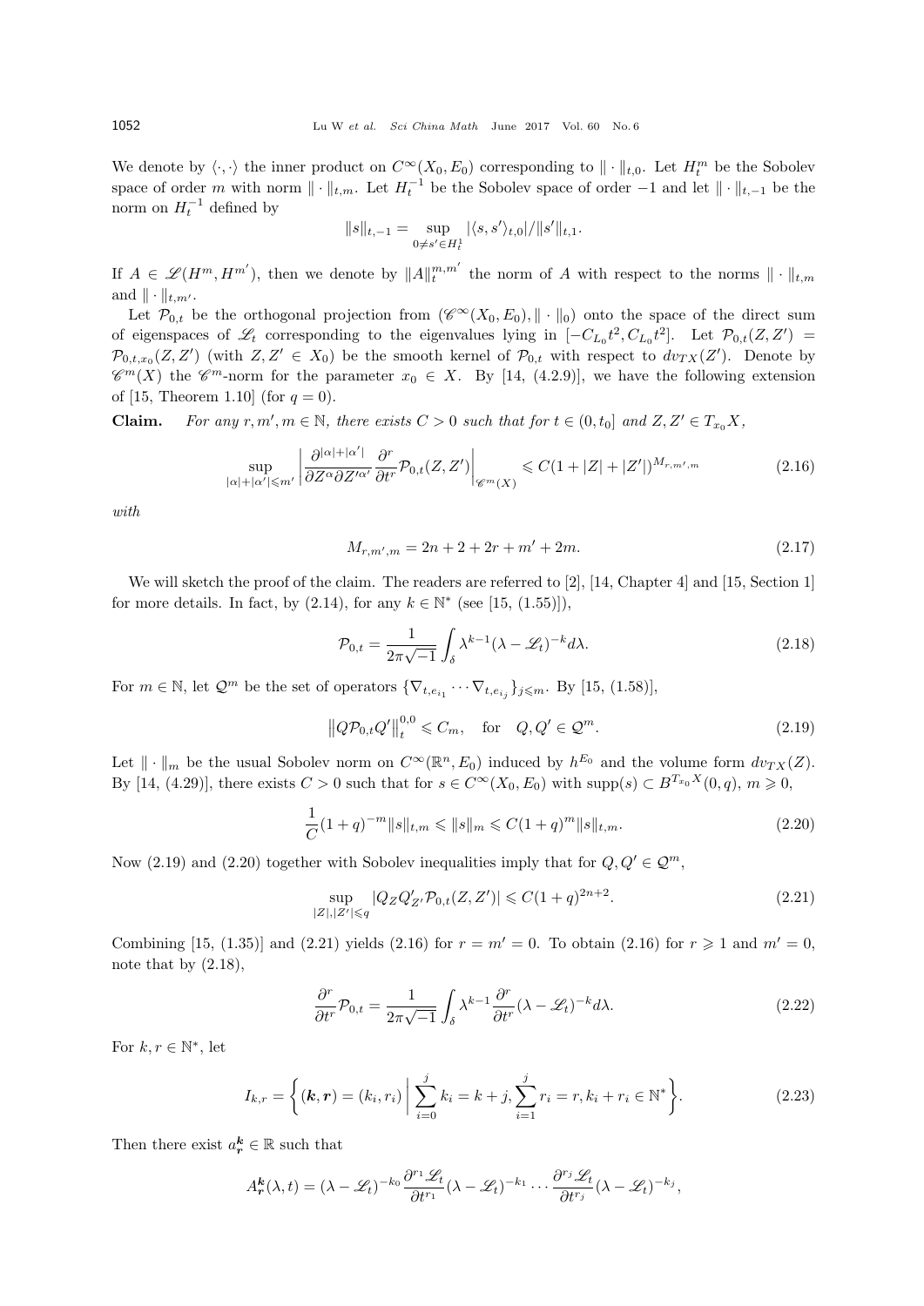We denote by $\langle\cdot,\cdot\rangle$ the inner product on $C^\infty(X_0,E_0)$ corresponding to $\|\cdot\|_{t,0}$. Let $H_t^m$ be the Sobolev space of order $m$ with norm $\|\cdot\|_{t,m}$. Let $H_t^{-1}$ be the Sobolev space of order $-1$ and let $\|\cdot\|_{t,-1}$ be the norm on $H_t^{-1}$ defined by

$$\|s\|_{t,-1} = \sup_{0\neq s'\in H_t^1} |\langle s,s'\rangle_{t,0}|/\|s'\|_{t,1}.$$

If $A \in \mathscr{L}(H^m, H^{m'})$, then we denote by $\|A\|_t^{m,m'}$ the norm of $A$ with respect to the norms $\|\cdot\|_{t,m}$ and $\|\cdot\|_{t,m'}$.

Let $\mathcal{P}_{0,t}$ be the orthogonal projection from $(\mathscr{C}^\infty(X_0,E_0), \|\cdot\|_0)$ onto the space of the direct sum of eigenspaces of $\mathscr{L}_t$ corresponding to the eigenvalues lying in $[-C_{L_0}t^2, C_{L_0}t^2]$. Let $\mathcal{P}_{0,t}(Z,Z') = \mathcal{P}_{0,t,x_0}(Z,Z')$ (with $Z,Z'\in X_0$) be the smooth kernel of $\mathcal{P}_{0,t}$ with respect to $dv_{TX}(Z')$. Denote by $\mathscr{C}^m(X)$ the $\mathscr{C}^m$-norm for the parameter $x_0\in X$. By [14, (4.2.9)], we have the following extension of [15, Theorem 1.10] (for $q=0$).

**Claim.** *For any $r,m',m\in\mathbb{N}$, there exists $C>0$ such that for $t\in(0,t_0]$ and $Z,Z'\in T_{x_0}X$,*

$$\sup_{|\alpha|+|\alpha'|\leqslant m'} \left|\frac{\partial^{|\alpha|+|\alpha'|}}{\partial Z^\alpha \partial Z'^{\alpha'}}\frac{\partial^r}{\partial t^r}\mathcal{P}_{0,t}(Z,Z')\right|_{\mathscr{C}^m(X)} \leqslant C(1+|Z|+|Z'|)^{M_{r,m',m}} \tag{2.16}$$

*with*

$$M_{r,m',m} = 2n+2+2r+m'+2m. \tag{2.17}$$

We will sketch the proof of the claim. The readers are referred to [2], [14, Chapter 4] and [15, Section 1] for more details. In fact, by (2.14), for any $k\in\mathbb{N}^*$ (see [15, (1.55)]),

$$\mathcal{P}_{0,t} = \frac{1}{2\pi\sqrt{-1}}\int_\delta \lambda^{k-1}(\lambda-\mathscr{L}_t)^{-k}d\lambda. \tag{2.18}$$

For $m\in\mathbb{N}$, let $\mathcal{Q}^m$ be the set of operators $\{\nabla_{t,e_{i_1}}\cdots\nabla_{t,e_{i_j}}\}_{j\leqslant m}$. By [15, (1.58)],

$$\left\|Q\mathcal{P}_{0,t}Q'\right\|_t^{0,0} \leqslant C_m, \quad \text{for} \quad Q,Q'\in\mathcal{Q}^m. \tag{2.19}$$

Let $\|\cdot\|_m$ be the usual Sobolev norm on $C^\infty(\mathbb{R}^n,E_0)$ induced by $h^{E_0}$ and the volume form $dv_{TX}(Z)$. By [14, (4.29)], there exists $C>0$ such that for $s\in C^\infty(X_0,E_0)$ with $\operatorname{supp}(s)\subset B^{T_{x_0}X}(0,q)$, $m\geqslant 0$,

$$\frac{1}{C}(1+q)^{-m}\|s\|_{t,m} \leqslant \|s\|_m \leqslant C(1+q)^m\|s\|_{t,m}. \tag{2.20}$$

Now (2.19) and (2.20) together with Sobolev inequalities imply that for $Q,Q'\in\mathcal{Q}^m$,

$$\sup_{|Z|,|Z'|\leqslant q} |Q_Z Q'_{Z'}\mathcal{P}_{0,t}(Z,Z')| \leqslant C(1+q)^{2n+2}. \tag{2.21}$$

Combining [15, (1.35)] and (2.21) yields (2.16) for $r=m'=0$. To obtain (2.16) for $r\geqslant 1$ and $m'=0$, note that by (2.18),

$$\frac{\partial^r}{\partial t^r}\mathcal{P}_{0,t} = \frac{1}{2\pi\sqrt{-1}}\int_\delta \lambda^{k-1}\frac{\partial^r}{\partial t^r}(\lambda-\mathscr{L}_t)^{-k}d\lambda. \tag{2.22}$$

For $k,r\in\mathbb{N}^*$, let

$$I_{k,r} = \left\{(\boldsymbol{k},\boldsymbol{r}) = (k_i,r_i)\,\middle|\, \sum_{i=0}^j k_i = k+j, \sum_{i=1}^j r_i = r, k_i+r_i\in\mathbb{N}^*\right\}. \tag{2.23}$$

Then there exist $a_{\boldsymbol{r}}^{\boldsymbol{k}}\in\mathbb{R}$ such that

$$A_{\boldsymbol{r}}^{\boldsymbol{k}}(\lambda,t) = (\lambda-\mathscr{L}_t)^{-k_0}\frac{\partial^{r_1}\mathscr{L}_t}{\partial t^{r_1}}(\lambda-\mathscr{L}_t)^{-k_1}\cdots\frac{\partial^{r_j}\mathscr{L}_t}{\partial t^{r_j}}(\lambda-\mathscr{L}_t)^{-k_j},$$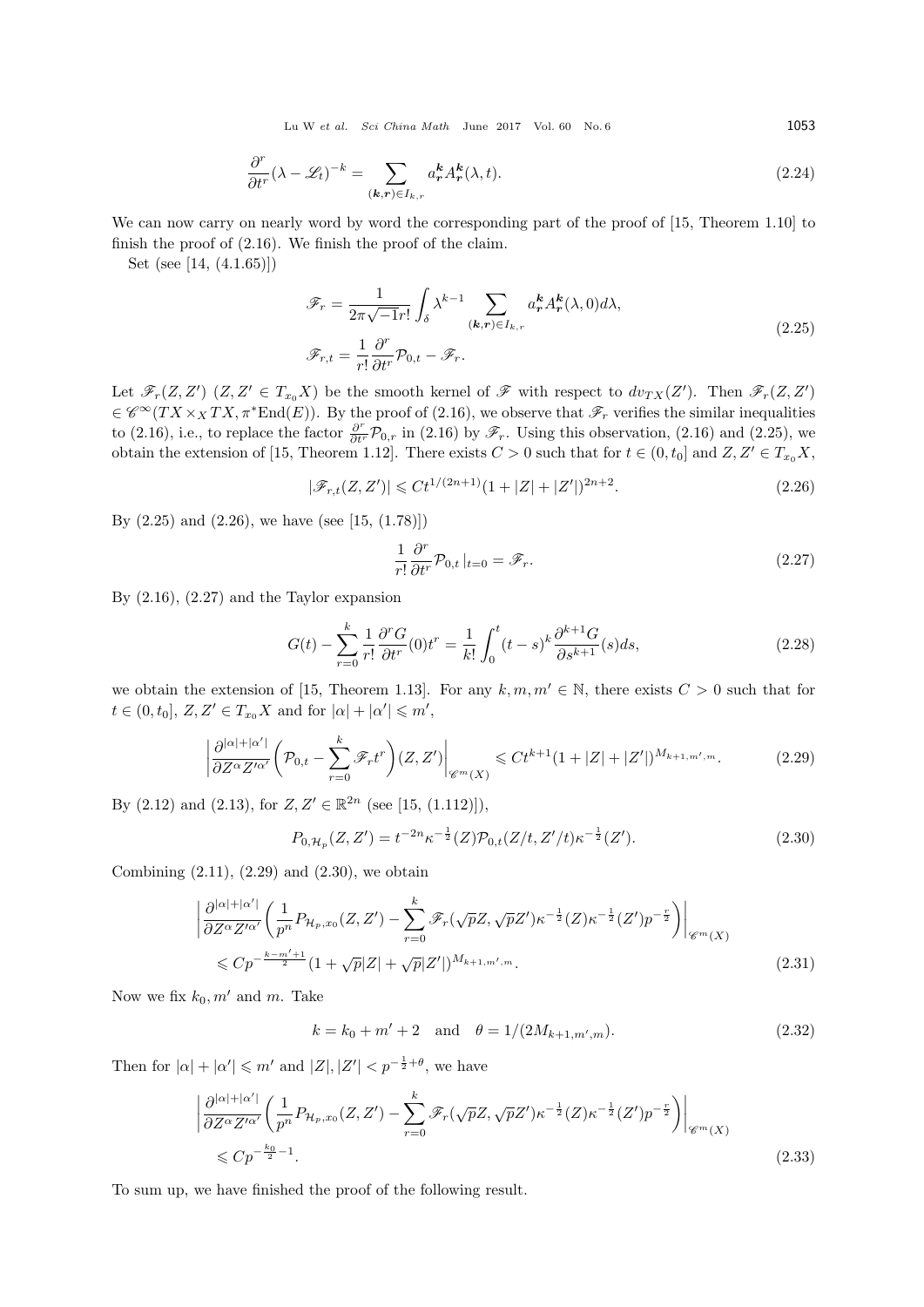$$\frac{\partial^r}{\partial t^r}(\lambda - \mathscr{L}_t)^{-k} = \sum_{(\boldsymbol{k},\boldsymbol{r})\in I_{k,r}} a^{\boldsymbol{k}}_{\boldsymbol{r}} A^{\boldsymbol{k}}_{\boldsymbol{r}}(\lambda, t). \tag{2.24}$$

We can now carry on nearly word by word the corresponding part of the proof of [15, Theorem 1.10] to finish the proof of (2.16). We finish the proof of the claim.

Set (see [14, (4.1.65)])

$$\begin{aligned}
\mathscr{F}_r &= \frac{1}{2\pi\sqrt{-1}r!}\int_\delta \lambda^{k-1} \sum_{(\boldsymbol{k},\boldsymbol{r})\in I_{k,r}} a^{\boldsymbol{k}}_{\boldsymbol{r}} A^{\boldsymbol{k}}_{\boldsymbol{r}}(\lambda, 0) d\lambda, \\
\mathscr{F}_{r,t} &= \frac{1}{r!}\frac{\partial^r}{\partial t^r}\mathcal{P}_{0,t} - \mathscr{F}_r.
\end{aligned} \tag{2.25}$$

Let $\mathscr{F}_r(Z,Z')$ $(Z,Z' \in T_{x_0}X)$ be the smooth kernel of $\mathscr{F}$ with respect to $dv_{TX}(Z')$. Then $\mathscr{F}_r(Z,Z') \in \mathscr{C}^\infty(TX\times_X TX, \pi^*\mathrm{End}(E))$. By the proof of (2.16), we observe that $\mathscr{F}_r$ verifies the similar inequalities to (2.16), i.e., to replace the factor $\frac{\partial^r}{\partial t^r}\mathcal{P}_{0,r}$ in (2.16) by $\mathscr{F}_r$. Using this observation, (2.16) and (2.25), we obtain the extension of [15, Theorem 1.12]. There exists $C>0$ such that for $t\in(0,t_0]$ and $Z,Z'\in T_{x_0}X$,

$$|\mathscr{F}_{r,t}(Z,Z')| \leqslant Ct^{1/(2n+1)}(1+|Z|+|Z'|)^{2n+2}. \tag{2.26}$$

By (2.25) and (2.26), we have (see [15, (1.78)])

$$\frac{1}{r!}\frac{\partial^r}{\partial t^r}\mathcal{P}_{0,t}\,|_{t=0} = \mathscr{F}_r. \tag{2.27}$$

By (2.16), (2.27) and the Taylor expansion

$$G(t) - \sum_{r=0}^k \frac{1}{r!}\frac{\partial^r G}{\partial t^r}(0)t^r = \frac{1}{k!}\int_0^t (t-s)^k \frac{\partial^{k+1}G}{\partial s^{k+1}}(s)ds, \tag{2.28}$$

we obtain the extension of [15, Theorem 1.13]. For any $k,m,m'\in\mathbb{N}$, there exists $C>0$ such that for $t\in(0,t_0]$, $Z,Z'\in T_{x_0}X$ and for $|\alpha|+|\alpha'|\leqslant m'$,

$$\left|\frac{\partial^{|\alpha|+|\alpha'|}}{\partial Z^\alpha Z'^{\alpha'}}\left(\mathcal{P}_{0,t} - \sum_{r=0}^k \mathscr{F}_r t^r\right)(Z,Z')\right|_{\mathscr{C}^m(X)} \leqslant Ct^{k+1}(1+|Z|+|Z'|)^{M_{k+1,m',m}}. \tag{2.29}$$

By (2.12) and (2.13), for $Z,Z'\in\mathbb{R}^{2n}$ (see [15, (1.112)]),

$$P_{0,\mathcal{H}_p}(Z,Z') = t^{-2n}\kappa^{-\frac{1}{2}}(Z)\mathcal{P}_{0,t}(Z/t, Z'/t)\kappa^{-\frac{1}{2}}(Z'). \tag{2.30}$$

Combining (2.11), (2.29) and (2.30), we obtain

$$\begin{aligned}
&\left|\frac{\partial^{|\alpha|+|\alpha'|}}{\partial Z^\alpha Z'^{\alpha'}}\left(\frac{1}{p^n}P_{\mathcal{H}_p,x_0}(Z,Z') - \sum_{r=0}^k \mathscr{F}_r(\sqrt{p}Z,\sqrt{p}Z')\kappa^{-\frac{1}{2}}(Z)\kappa^{-\frac{1}{2}}(Z')p^{-\frac{r}{2}}\right)\right|_{\mathscr{C}^m(X)} \\
&\leqslant Cp^{-\frac{k-m'+1}{2}}(1+\sqrt{p}|Z|+\sqrt{p}|Z'|)^{M_{k+1,m',m}}.
\end{aligned} \tag{2.31}$$

Now we fix $k_0, m'$ and $m$. Take

$$k = k_0 + m' + 2 \quad \text{and} \quad \theta = 1/(2M_{k+1,m',m}). \tag{2.32}$$

Then for $|\alpha|+|\alpha'|\leqslant m'$ and $|Z|,|Z'| < p^{-\frac{1}{2}+\theta}$, we have

$$\begin{aligned}
&\left|\frac{\partial^{|\alpha|+|\alpha'|}}{\partial Z^\alpha Z'^{\alpha'}}\left(\frac{1}{p^n}P_{\mathcal{H}_p,x_0}(Z,Z') - \sum_{r=0}^k \mathscr{F}_r(\sqrt{p}Z,\sqrt{p}Z')\kappa^{-\frac{1}{2}}(Z)\kappa^{-\frac{1}{2}}(Z')p^{-\frac{r}{2}}\right)\right|_{\mathscr{C}^m(X)} \\
&\leqslant Cp^{-\frac{k_0}{2}-1}.
\end{aligned} \tag{2.33}$$

To sum up, we have finished the proof of the following result.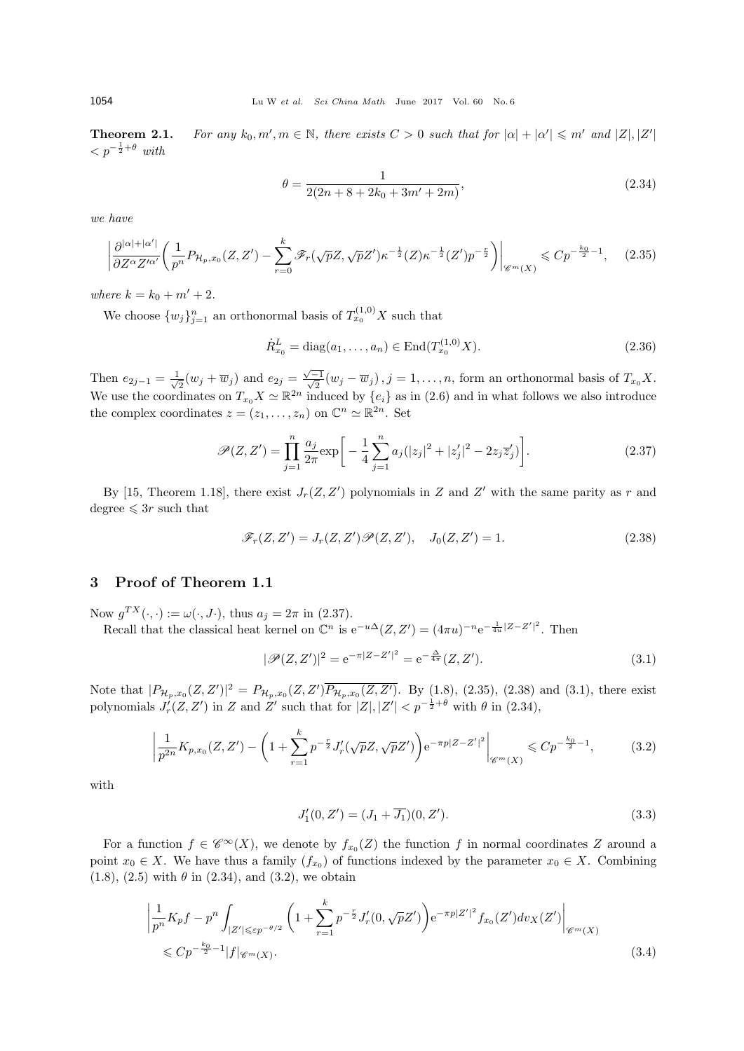**Theorem 2.1.** *For any $k_0, m', m \in \mathbb{N}$, there exists $C > 0$ such that for $|\alpha| + |\alpha'| \leqslant m'$ and $|Z|, |Z'| < p^{-\frac{1}{2}+\theta}$ with*

$$\theta = \frac{1}{2(2n + 8 + 2k_0 + 3m' + 2m)}, \tag{2.34}$$

*we have*

$$\left| \frac{\partial^{|\alpha|+|\alpha'|}}{\partial Z^\alpha Z'^{\alpha'}} \bigg( \frac{1}{p^n} P_{\mathcal{H}_p, x_0}(Z, Z') - \sum_{r=0}^{k} \mathscr{F}_r(\sqrt{p}Z, \sqrt{p}Z') \kappa^{-\frac{1}{2}}(Z) \kappa^{-\frac{1}{2}}(Z') p^{-\frac{r}{2}} \bigg) \right|_{\mathscr{C}^m(X)} \leqslant C p^{-\frac{k_0}{2}-1}, \tag{2.35}$$

*where $k = k_0 + m' + 2$.*

We choose $\{w_j\}_{j=1}^n$ an orthonormal basis of $T_{x_0}^{(1,0)}X$ such that

$$\dot{R}^L_{x_0} = \operatorname{diag}(a_1, \ldots, a_n) \in \operatorname{End}(T_{x_0}^{(1,0)}X). \tag{2.36}$$

Then $e_{2j-1} = \frac{1}{\sqrt{2}}(w_j + \overline{w}_j)$ and $e_{2j} = \frac{\sqrt{-1}}{\sqrt{2}}(w_j - \overline{w}_j)$, $j = 1, \ldots, n$, form an orthonormal basis of $T_{x_0}X$. We use the coordinates on $T_{x_0}X \simeq \mathbb{R}^{2n}$ induced by $\{e_i\}$ as in (2.6) and in what follows we also introduce the complex coordinates $z = (z_1, \ldots, z_n)$ on $\mathbb{C}^n \simeq \mathbb{R}^{2n}$. Set

$$\mathscr{P}(Z, Z') = \prod_{j=1}^n \frac{a_j}{2\pi} \exp\bigg[ -\frac{1}{4} \sum_{j=1}^n a_j (|z_j|^2 + |z_j'|^2 - 2 z_j \overline{z}_j') \bigg]. \tag{2.37}$$

By [15, Theorem 1.18], there exist $J_r(Z, Z')$ polynomials in $Z$ and $Z'$ with the same parity as $r$ and degree $\leqslant 3r$ such that

$$\mathscr{F}_r(Z, Z') = J_r(Z, Z') \mathscr{P}(Z, Z'), \quad J_0(Z, Z') = 1. \tag{2.38}$$

## 3 Proof of Theorem 1.1

Now $g^{TX}(\cdot, \cdot) := \omega(\cdot, J\cdot)$, thus $a_j = 2\pi$ in (2.37).

Recall that the classical heat kernel on $\mathbb{C}^n$ is $e^{-u\Delta}(Z, Z') = (4\pi u)^{-n} e^{-\frac{1}{4u}|Z-Z'|^2}$. Then

$$|\mathscr{P}(Z, Z')|^2 = e^{-\pi|Z-Z'|^2} = e^{-\frac{\Delta}{4\pi}}(Z, Z'). \tag{3.1}$$

Note that $|P_{\mathcal{H}_p, x_0}(Z, Z')|^2 = P_{\mathcal{H}_p, x_0}(Z, Z') \overline{P_{\mathcal{H}_p, x_0}(Z, Z')}$. By (1.8), (2.35), (2.38) and (3.1), there exist polynomials $J_r'(Z, Z')$ in $Z$ and $Z'$ such that for $|Z|, |Z'| < p^{-\frac{1}{2}+\theta}$ with $\theta$ in (2.34),

$$\left| \frac{1}{p^{2n}} K_{p, x_0}(Z, Z') - \bigg( 1 + \sum_{r=1}^k p^{-\frac{r}{2}} J_r'(\sqrt{p}Z, \sqrt{p}Z') \bigg) e^{-\pi p |Z-Z'|^2} \right|_{\mathscr{C}^m(X)} \leqslant C p^{-\frac{k_0}{2}-1}, \tag{3.2}$$

with

$$J_1'(0, Z') = (J_1 + \overline{J_1})(0, Z'). \tag{3.3}$$

For a function $f \in \mathscr{C}^\infty(X)$, we denote by $f_{x_0}(Z)$ the function $f$ in normal coordinates $Z$ around a point $x_0 \in X$. We have thus a family $(f_{x_0})$ of functions indexed by the parameter $x_0 \in X$. Combining (1.8), (2.5) with $\theta$ in (2.34), and (3.2), we obtain

$$\begin{aligned} &\left| \frac{1}{p^n} K_p f - p^n \int_{|Z'| \leqslant \varepsilon p^{-\theta/2}} \bigg( 1 + \sum_{r=1}^k p^{-\frac{r}{2}} J_r'(0, \sqrt{p}Z') \bigg) e^{-\pi p |Z'|^2} f_{x_0}(Z') dv_X(Z') \right|_{\mathscr{C}^m(X)} \\ &\leqslant C p^{-\frac{k_0}{2}-1} |f|_{\mathscr{C}^m(X)}. \end{aligned} \tag{3.4}$$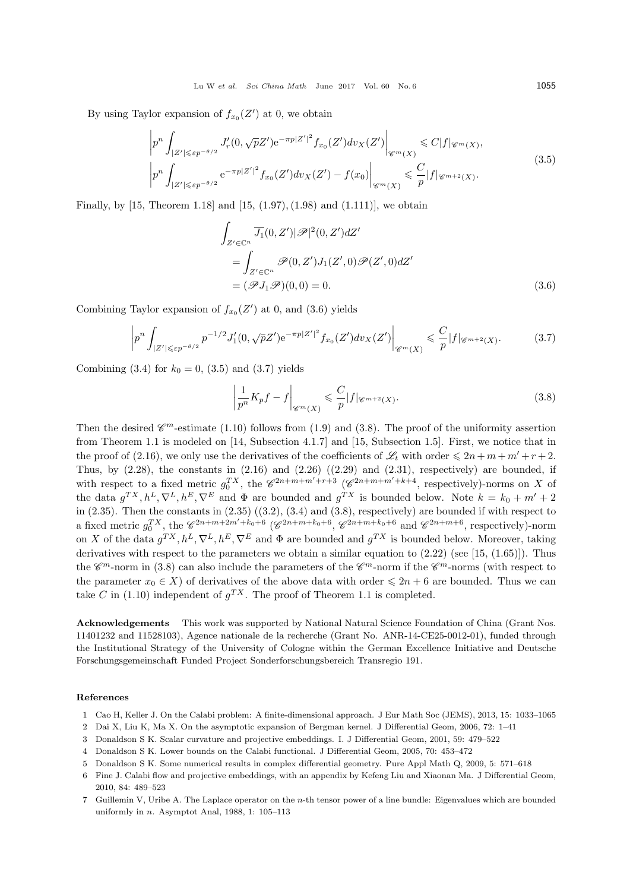By using Taylor expansion of $f_{x_0}(Z')$ at 0, we obtain

$$
\begin{aligned}
&\left| p^n \int_{|Z'|\leqslant \varepsilon p^{-\theta/2}} J'_r(0,\sqrt{p}Z') \mathrm{e}^{-\pi p|Z'|^2} f_{x_0}(Z') dv_X(Z') \right|_{\mathscr{C}^m(X)} \leqslant C|f|_{\mathscr{C}^m(X)}, \\
&\left| p^n \int_{|Z'|\leqslant \varepsilon p^{-\theta/2}} \mathrm{e}^{-\pi p|Z'|^2} f_{x_0}(Z') dv_X(Z') - f(x_0) \right|_{\mathscr{C}^m(X)} \leqslant \frac{C}{p}|f|_{\mathscr{C}^{m+2}(X)}.
\end{aligned}
\tag{3.5}
$$

Finally, by [15, Theorem 1.18] and [15, (1.97), (1.98) and (1.111)], we obtain

$$
\begin{aligned}
&\int_{Z'\in\mathbb{C}^n} \overline{J_1}(0,Z')|\mathscr{P}|^2(0,Z')dZ' \\
&\quad= \int_{Z'\in\mathbb{C}^n} \mathscr{P}(0,Z')J_1(Z',0)\mathscr{P}(Z',0)dZ' \\
&\quad= (\mathscr{P}J_1\mathscr{P})(0,0) = 0.
\end{aligned}
\tag{3.6}
$$

Combining Taylor expansion of $f_{x_0}(Z')$ at 0, and (3.6) yields

$$
\left| p^n \int_{|Z'|\leqslant \varepsilon p^{-\theta/2}} p^{-1/2} J'_1(0,\sqrt{p}Z') \mathrm{e}^{-\pi p|Z'|^2} f_{x_0}(Z') dv_X(Z') \right|_{\mathscr{C}^m(X)} \leqslant \frac{C}{p}|f|_{\mathscr{C}^{m+2}(X)}. \tag{3.7}
$$

Combining (3.4) for $k_0 = 0$, (3.5) and (3.7) yields

$$
\left| \frac{1}{p^n} K_p f - f \right|_{\mathscr{C}^m(X)} \leqslant \frac{C}{p}|f|_{\mathscr{C}^{m+2}(X)}. \tag{3.8}
$$

Then the desired $\mathscr{C}^m$-estimate (1.10) follows from (1.9) and (3.8). The proof of the uniformity assertion from Theorem 1.1 is modeled on [14, Subsection 4.1.7] and [15, Subsection 1.5]. First, we notice that in the proof of (2.16), we only use the derivatives of the coefficients of $\mathscr{L}_t$ with order $\leqslant 2n+m+m'+r+2$. Thus, by (2.28), the constants in (2.16) and (2.26) ((2.29) and (2.31), respectively) are bounded, if with respect to a fixed metric $g_0^{TX}$, the $\mathscr{C}^{2n+m+m'+r+3}$ ($\mathscr{C}^{2n+m+m'+k+4}$, respectively)-norms on $X$ of the data $g^{TX}, h^L, \nabla^L, h^E, \nabla^E$ and $\Phi$ are bounded and $g^{TX}$ is bounded below. Note $k = k_0 + m' + 2$ in (2.35). Then the constants in (2.35) ((3.2), (3.4) and (3.8), respectively) are bounded if with respect to a fixed metric $g_0^{TX}$, the $\mathscr{C}^{2n+m+2m'+k_0+6}$ ($\mathscr{C}^{2n+m+k_0+6}$, $\mathscr{C}^{2n+m+k_0+6}$ and $\mathscr{C}^{2n+m+6}$, respectively)-norm on $X$ of the data $g^{TX}, h^L, \nabla^L, h^E, \nabla^E$ and $\Phi$ are bounded and $g^{TX}$ is bounded below. Moreover, taking derivatives with respect to the parameters we obtain a similar equation to (2.22) (see [15, (1.65)]). Thus the $\mathscr{C}^m$-norm in (3.8) can also include the parameters of the $\mathscr{C}^m$-norm if the $\mathscr{C}^m$-norms (with respect to the parameter $x_0 \in X$) of derivatives of the above data with order $\leqslant 2n+6$ are bounded. Thus we can take $C$ in (1.10) independent of $g^{TX}$. The proof of Theorem 1.1 is completed.

**Acknowledgements** This work was supported by National Natural Science Foundation of China (Grant Nos. 11401232 and 11528103), Agence nationale de la recherche (Grant No. ANR-14-CE25-0012-01), funded through the Institutional Strategy of the University of Cologne within the German Excellence Initiative and Deutsche Forschungsgemeinschaft Funded Project Sonderforschungsbereich Transregio 191.

## References

1 Cao H, Keller J. On the Calabi problem: A finite-dimensional approach. J Eur Math Soc (JEMS), 2013, 15: 1033–1065

2 Dai X, Liu K, Ma X. On the asymptotic expansion of Bergman kernel. J Differential Geom, 2006, 72: 1–41

3 Donaldson S K. Scalar curvature and projective embeddings. I. J Differential Geom, 2001, 59: 479–522

4 Donaldson S K. Lower bounds on the Calabi functional. J Differential Geom, 2005, 70: 453–472

5 Donaldson S K. Some numerical results in complex differential geometry. Pure Appl Math Q, 2009, 5: 571–618

6 Fine J. Calabi flow and projective embeddings, with an appendix by Kefeng Liu and Xiaonan Ma. J Differential Geom, 2010, 84: 489–523

7 Guillemin V, Uribe A. The Laplace operator on the $n$-th tensor power of a line bundle: Eigenvalues which are bounded uniformly in $n$. Asymptot Anal, 1988, 1: 105–113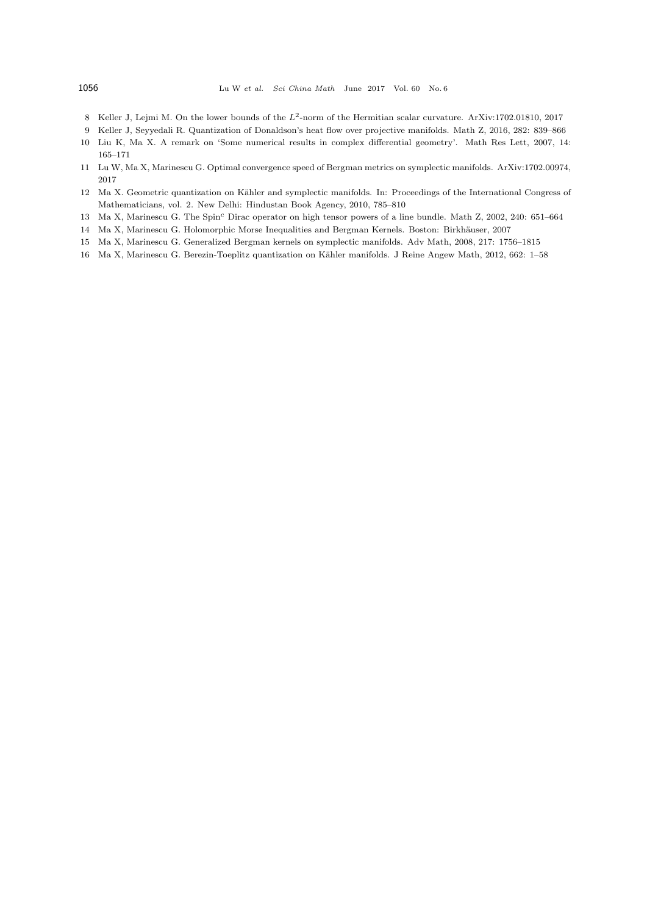8 Keller J, Lejmi M. On the lower bounds of the $L^2$-norm of the Hermitian scalar curvature. ArXiv:1702.01810, 2017

9 Keller J, Seyyedali R. Quantization of Donaldson's heat flow over projective manifolds. Math Z, 2016, 282: 839–866

10 Liu K, Ma X. A remark on 'Some numerical results in complex differential geometry'. Math Res Lett, 2007, 14: 165–171

11 Lu W, Ma X, Marinescu G. Optimal convergence speed of Bergman metrics on symplectic manifolds. ArXiv:1702.00974, 2017

12 Ma X. Geometric quantization on Kähler and symplectic manifolds. In: Proceedings of the International Congress of Mathematicians, vol. 2. New Delhi: Hindustan Book Agency, 2010, 785–810

13 Ma X, Marinescu G. The Spin$^c$ Dirac operator on high tensor powers of a line bundle. Math Z, 2002, 240: 651–664

14 Ma X, Marinescu G. Holomorphic Morse Inequalities and Bergman Kernels. Boston: Birkhäuser, 2007

15 Ma X, Marinescu G. Generalized Bergman kernels on symplectic manifolds. Adv Math, 2008, 217: 1756–1815

16 Ma X, Marinescu G. Berezin-Toeplitz quantization on Kähler manifolds. J Reine Angew Math, 2012, 662: 1–58